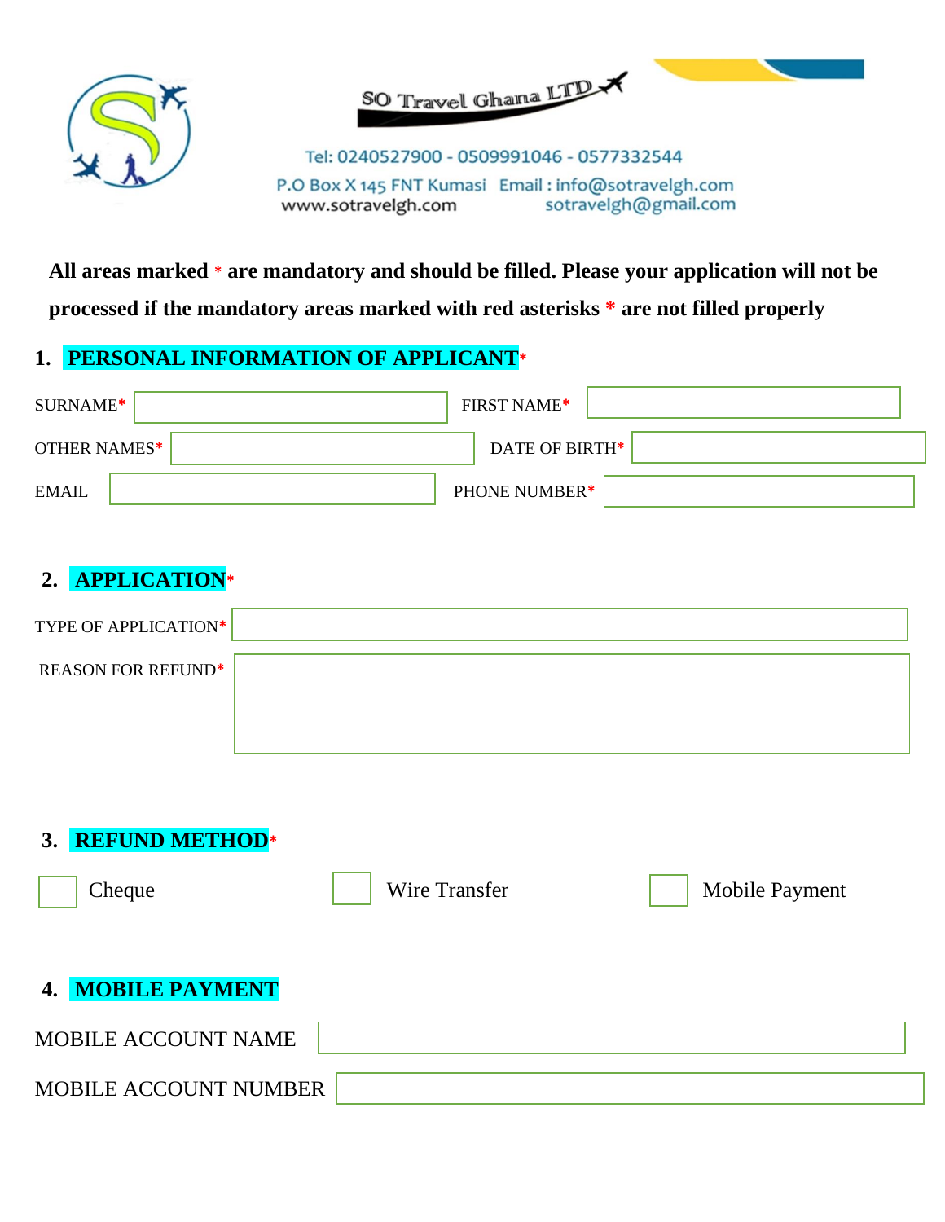SO Travel Ghana LTD

Tel: 0240527900 - 0509991046 - 0577332544

P.O Box X 145 FNT Kumasi Email : info@sotravelgh.com

www.sotravelgh.com sotravelgh@gmail.com

**All areas marked * are mandatory and should be filled. Please your application will not be processed if the mandatory areas marked with red asterisks * are not filled properly**

## 1. PERSONAL INFORMATION OF APPLICANT*

SURNAME* ____________________ FIRST NAME* ____________________

OTHER NAMES* ____________________ DATE OF BIRTH* ____________________

EMAIL ____________________ PHONE NUMBER* ____________________

## 2. APPLICATION*

TYPE OF APPLICATION* ____________________

REASON FOR REFUND* ____________________

## 3. REFUND METHOD*

☐ Cheque ☐ Wire Transfer ☐ Mobile Payment

## 4. MOBILE PAYMENT

MOBILE ACCOUNT NAME ____________________

MOBILE ACCOUNT NUMBER ____________________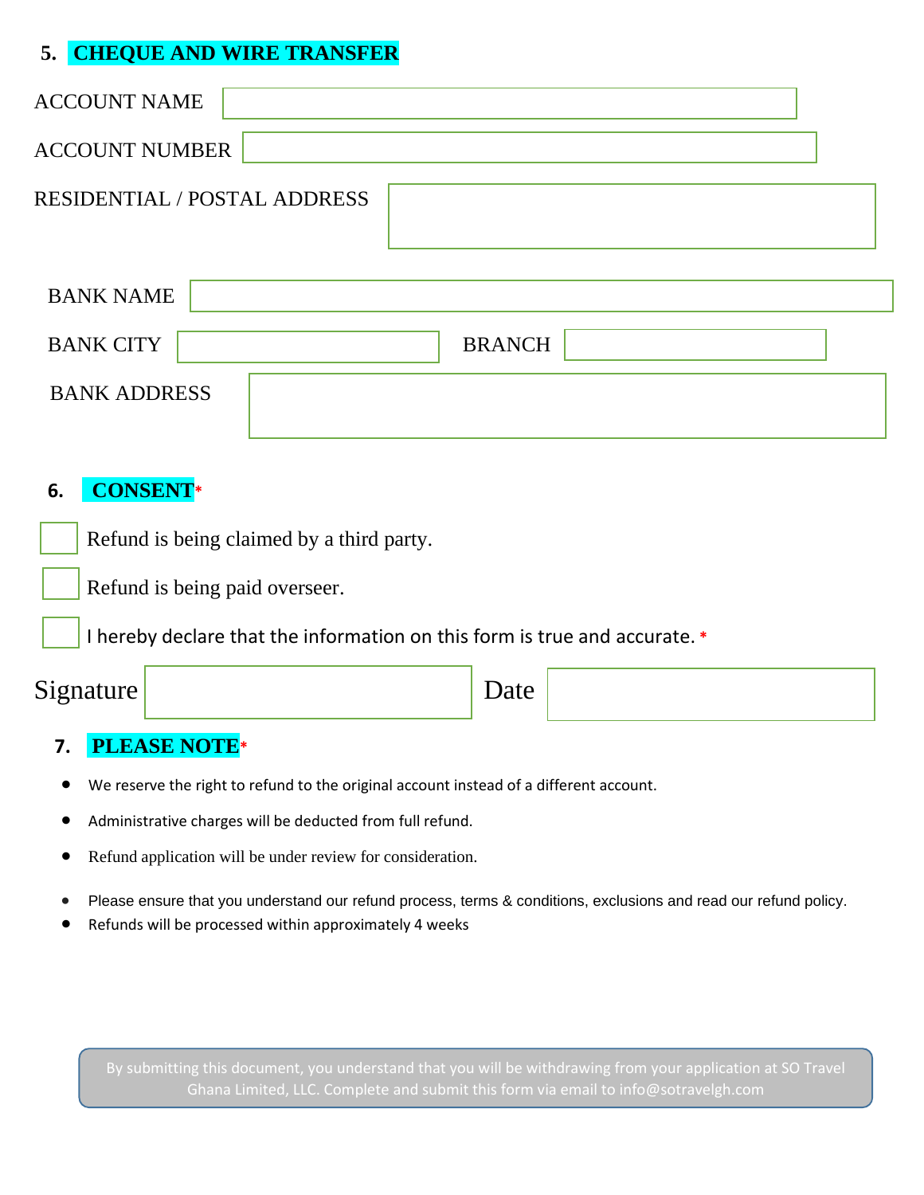## 5. CHEQUE AND WIRE TRANSFER

ACCOUNT NAME

ACCOUNT NUMBER

RESIDENTIAL / POSTAL ADDRESS

BANK NAME

BANK CITY

BRANCH

BANK ADDRESS

## 6. CONSENT*

☐ Refund is being claimed by a third party.

☐ Refund is being paid overseer.

☐ I hereby declare that the information on this form is true and accurate. *

Signature

Date

## 7. PLEASE NOTE*

- We reserve the right to refund to the original account instead of a different account.
- Administrative charges will be deducted from full refund.
- Refund application will be under review for consideration.
- Please ensure that you understand our refund process, terms & conditions, exclusions and read our refund policy.
- Refunds will be processed within approximately 4 weeks

By submitting this document, you understand that you will be withdrawing from your application at SO Travel Ghana Limited, LLC. Complete and submit this form via email to info@sotravelgh.com